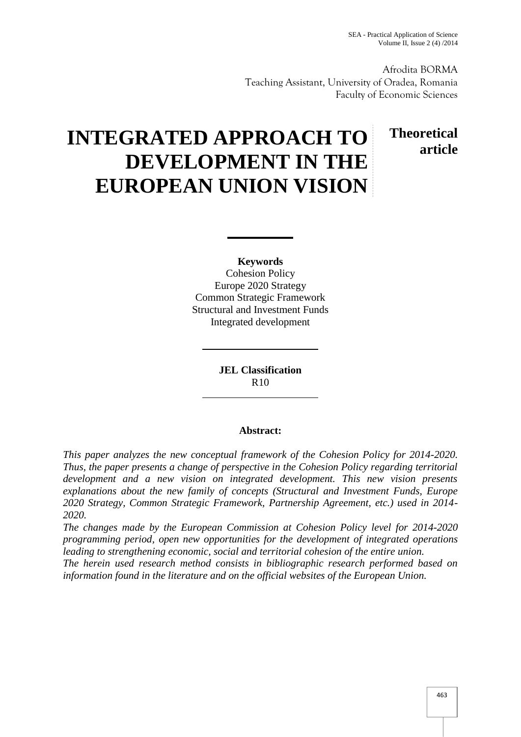Afrodita BORMA
Teaching Assistant, University of Oradea, Romania
Faculty of Economic Sciences

# INTEGRATED APPROACH TO DEVELOPMENT IN THE EUROPEAN UNION VISION

**Theoretical article**

**Keywords**

Cohesion Policy
Europe 2020 Strategy
Common Strategic Framework
Structural and Investment Funds
Integrated development

**JEL Classification**

R10

**Abstract:**

*This paper analyzes the new conceptual framework of the Cohesion Policy for 2014-2020. Thus, the paper presents a change of perspective in the Cohesion Policy regarding territorial development and a new vision on integrated development. This new vision presents explanations about the new family of concepts (Structural and Investment Funds, Europe 2020 Strategy, Common Strategic Framework, Partnership Agreement, etc.) used in 2014-2020.*

*The changes made by the European Commission at Cohesion Policy level for 2014-2020 programming period, open new opportunities for the development of integrated operations leading to strengthening economic, social and territorial cohesion of the entire union.*

*The herein used research method consists in bibliographic research performed based on information found in the literature and on the official websites of the European Union.*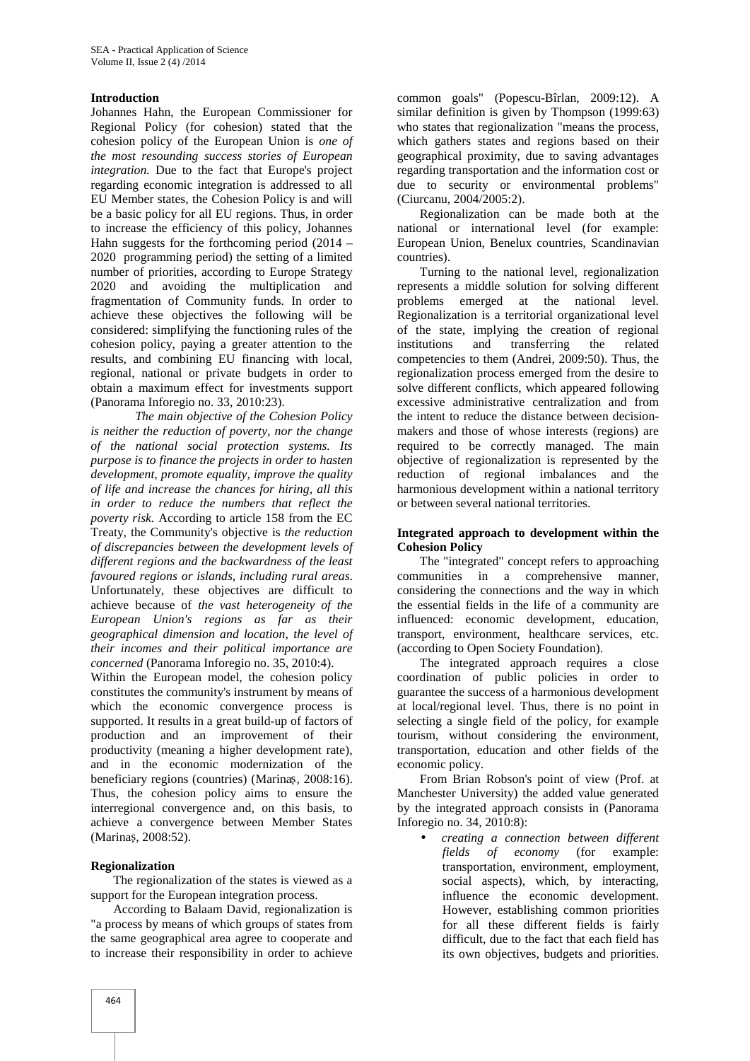## Introduction

Johannes Hahn, the European Commissioner for Regional Policy (for cohesion) stated that the cohesion policy of the European Union is *one of the most resounding success stories of European integration.* Due to the fact that Europe's project regarding economic integration is addressed to all EU Member states, the Cohesion Policy is and will be a basic policy for all EU regions. Thus, in order to increase the efficiency of this policy, Johannes Hahn suggests for the forthcoming period (2014 – 2020 programming period) the setting of a limited number of priorities, according to Europe Strategy 2020 and avoiding the multiplication and fragmentation of Community funds. In order to achieve these objectives the following will be considered: simplifying the functioning rules of the cohesion policy, paying a greater attention to the results, and combining EU financing with local, regional, national or private budgets in order to obtain a maximum effect for investments support (Panorama Inforegio no. 33, 2010:23).

*The main objective of the Cohesion Policy is neither the reduction of poverty, nor the change of the national social protection systems. Its purpose is to finance the projects in order to hasten development, promote equality, improve the quality of life and increase the chances for hiring, all this in order to reduce the numbers that reflect the poverty risk.* According to article 158 from the EC Treaty, the Community's objective is *the reduction of discrepancies between the development levels of different regions and the backwardness of the least favoured regions or islands, including rural areas.* Unfortunately, these objectives are difficult to achieve because of *the vast heterogeneity of the European Union's regions as far as their geographical dimension and location, the level of their incomes and their political importance are concerned* (Panorama Inforegio no. 35, 2010:4).

Within the European model, the cohesion policy constitutes the community's instrument by means of which the economic convergence process is supported. It results in a great build-up of factors of production and an improvement of their productivity (meaning a higher development rate), and in the economic modernization of the beneficiary regions (countries) (Marinaș, 2008:16). Thus, the cohesion policy aims to ensure the interregional convergence and, on this basis, to achieve a convergence between Member States (Marinaș, 2008:52).

## Regionalization

The regionalization of the states is viewed as a support for the European integration process.

According to Balaam David, regionalization is "a process by means of which groups of states from the same geographical area agree to cooperate and to increase their responsibility in order to achieve common goals" (Popescu-Bîrlan, 2009:12). A similar definition is given by Thompson (1999:63) who states that regionalization "means the process, which gathers states and regions based on their geographical proximity, due to saving advantages regarding transportation and the information cost or due to security or environmental problems" (Ciurcanu, 2004/2005:2).

Regionalization can be made both at the national or international level (for example: European Union, Benelux countries, Scandinavian countries).

Turning to the national level, regionalization represents a middle solution for solving different problems emerged at the national level. Regionalization is a territorial organizational level of the state, implying the creation of regional institutions and transferring the related competencies to them (Andrei, 2009:50). Thus, the regionalization process emerged from the desire to solve different conflicts, which appeared following excessive administrative centralization and from the intent to reduce the distance between decision-makers and those of whose interests (regions) are required to be correctly managed. The main objective of regionalization is represented by the reduction of regional imbalances and the harmonious development within a national territory or between several national territories.

## Integrated approach to development within the Cohesion Policy

The "integrated" concept refers to approaching communities in a comprehensive manner, considering the connections and the way in which the essential fields in the life of a community are influenced: economic development, education, transport, environment, healthcare services, etc. (according to Open Society Foundation).

The integrated approach requires a close coordination of public policies in order to guarantee the success of a harmonious development at local/regional level. Thus, there is no point in selecting a single field of the policy, for example tourism, without considering the environment, transportation, education and other fields of the economic policy.

From Brian Robson's point of view (Prof. at Manchester University) the added value generated by the integrated approach consists in (Panorama Inforegio no. 34, 2010:8):

- *creating a connection between different fields of economy* (for example: transportation, environment, employment, social aspects), which, by interacting, influence the economic development. However, establishing common priorities for all these different fields is fairly difficult, due to the fact that each field has its own objectives, budgets and priorities.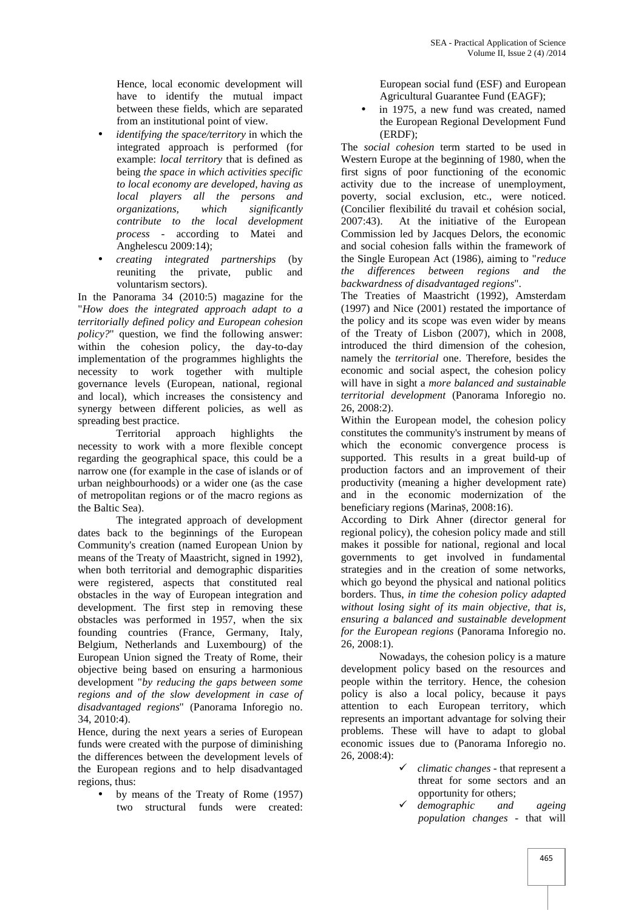Hence, local economic development will have to identify the mutual impact between these fields, which are separated from an institutional point of view.

- *identifying the space/territory* in which the integrated approach is performed (for example: *local territory* that is defined as being *the space in which activities specific to local economy are developed, having as local players all the persons and organizations, which significantly contribute to the local development process* - according to Matei and Anghelescu 2009:14);
- *creating integrated partnerships* (by reuniting the private, public and voluntarism sectors).

In the Panorama 34 (2010:5) magazine for the "*How does the integrated approach adapt to a territorially defined policy and European cohesion policy?*" question, we find the following answer: within the cohesion policy, the day-to-day implementation of the programmes highlights the necessity to work together with multiple governance levels (European, national, regional and local), which increases the consistency and synergy between different policies, as well as spreading best practice.

Territorial approach highlights the necessity to work with a more flexible concept regarding the geographical space, this could be a narrow one (for example in the case of islands or of urban neighbourhoods) or a wider one (as the case of metropolitan regions or of the macro regions as the Baltic Sea).

The integrated approach of development dates back to the beginnings of the European Community's creation (named European Union by means of the Treaty of Maastricht, signed in 1992), when both territorial and demographic disparities were registered, aspects that constituted real obstacles in the way of European integration and development. The first step in removing these obstacles was performed in 1957, when the six founding countries (France, Germany, Italy, Belgium, Netherlands and Luxembourg) of the European Union signed the Treaty of Rome, their objective being based on ensuring a harmonious development "*by reducing the gaps between some regions and of the slow development in case of disadvantaged regions*" (Panorama Inforegio no. 34, 2010:4).

Hence, during the next years a series of European funds were created with the purpose of diminishing the differences between the development levels of the European regions and to help disadvantaged regions, thus:

- by means of the Treaty of Rome (1957) two structural funds were created: European social fund (ESF) and European Agricultural Guarantee Fund (EAGF);
- in 1975, a new fund was created, named the European Regional Development Fund (ERDF);

The *social cohesion* term started to be used in Western Europe at the beginning of 1980, when the first signs of poor functioning of the economic activity due to the increase of unemployment, poverty, social exclusion, etc., were noticed. (Concilier flexibilité du travail et cohésion social, 2007:43). At the initiative of the European Commission led by Jacques Delors, the economic and social cohesion falls within the framework of the Single European Act (1986), aiming to "*reduce the differences between regions and the backwardness of disadvantaged regions*".

The Treaties of Maastricht (1992), Amsterdam (1997) and Nice (2001) restated the importance of the policy and its scope was even wider by means of the Treaty of Lisbon (2007), which in 2008, introduced the third dimension of the cohesion, namely the *territorial* one. Therefore, besides the economic and social aspect, the cohesion policy will have in sight a *more balanced and sustainable territorial development* (Panorama Inforegio no. 26, 2008:2).

Within the European model, the cohesion policy constitutes the community's instrument by means of which the economic convergence process is supported. This results in a great build-up of production factors and an improvement of their productivity (meaning a higher development rate) and in the economic modernization of the beneficiary regions (Marinaș, 2008:16).

According to Dirk Ahner (director general for regional policy), the cohesion policy made and still makes it possible for national, regional and local governments to get involved in fundamental strategies and in the creation of some networks, which go beyond the physical and national politics borders. Thus, *in time the cohesion policy adapted without losing sight of its main objective, that is, ensuring a balanced and sustainable development for the European regions* (Panorama Inforegio no. 26, 2008:1).

Nowadays, the cohesion policy is a mature development policy based on the resources and people within the territory. Hence, the cohesion policy is also a local policy, because it pays attention to each European territory, which represents an important advantage for solving their problems. These will have to adapt to global economic issues due to (Panorama Inforegio no. 26, 2008:4):

- ✓ *climatic changes* - that represent a threat for some sectors and an opportunity for others;
- ✓ *demographic and ageing population changes* - that will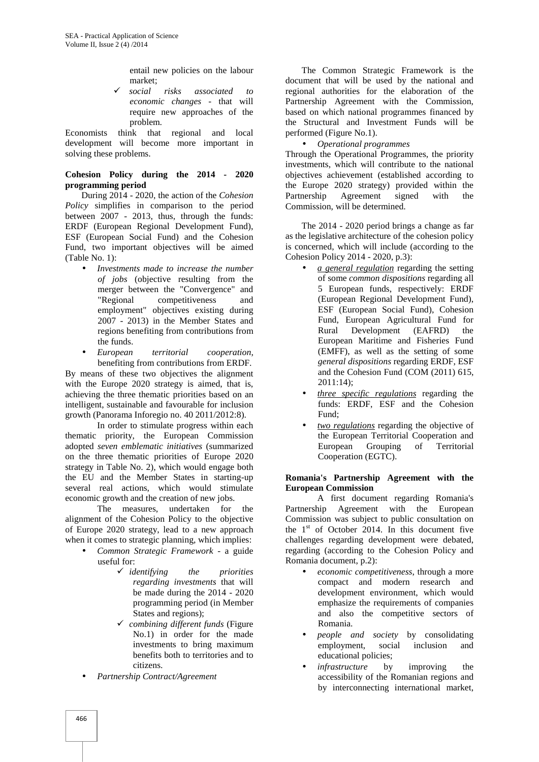entail new policies on the labour market;
    - *social risks associated to economic changes* - that will require new approaches of the problem.

Economists think that regional and local development will become more important in solving these problems.

**Cohesion Policy during the 2014 - 2020 programming period**

During 2014 - 2020, the action of the *Cohesion Policy* simplifies in comparison to the period between 2007 - 2013, thus, through the funds: ERDF (European Regional Development Fund), ESF (European Social Fund) and the Cohesion Fund, two important objectives will be aimed (Table No. 1):

- *Investments made to increase the number of jobs* (objective resulting from the merger between the "Convergence" and "Regional competitiveness and employment" objectives existing during 2007 - 2013) in the Member States and regions benefiting from contributions from the funds.
- *European territorial cooperation*, benefiting from contributions from ERDF.

By means of these two objectives the alignment with the Europe 2020 strategy is aimed, that is, achieving the three thematic priorities based on an intelligent, sustainable and favourable for inclusion growth (Panorama Inforegio no. 40 2011/2012:8).

In order to stimulate progress within each thematic priority, the European Commission adopted *seven emblematic initiatives* (summarized on the three thematic priorities of Europe 2020 strategy in Table No. 2), which would engage both the EU and the Member States in starting-up several real actions, which would stimulate economic growth and the creation of new jobs.

The measures, undertaken for the alignment of the Cohesion Policy to the objective of Europe 2020 strategy, lead to a new approach when it comes to strategic planning, which implies:

- *Common Strategic Framework* - a guide useful for:
    - *identifying the priorities regarding investments* that will be made during the 2014 - 2020 programming period (in Member States and regions);
    - *combining different funds* (Figure No.1) in order for the made investments to bring maximum benefits both to territories and to citizens.
- *Partnership Contract/Agreement*

The Common Strategic Framework is the document that will be used by the national and regional authorities for the elaboration of the Partnership Agreement with the Commission, based on which national programmes financed by the Structural and Investment Funds will be performed (Figure No.1).

- *Operational programmes*

Through the Operational Programmes, the priority investments, which will contribute to the national objectives achievement (established according to the Europe 2020 strategy) provided within the Partnership Agreement signed with the Commission, will be determined.

The 2014 - 2020 period brings a change as far as the legislative architecture of the cohesion policy is concerned, which will include (according to the Cohesion Policy 2014 - 2020, p.3):

- *a general regulation* regarding the setting of some *common dispositions* regarding all 5 European funds, respectively: ERDF (European Regional Development Fund), ESF (European Social Fund), Cohesion Fund, European Agricultural Fund for Rural Development (EAFRD) the European Maritime and Fisheries Fund (EMFF), as well as the setting of some *general dispositions* regarding ERDF, ESF and the Cohesion Fund (COM (2011) 615, 2011:14);
- *three specific regulations* regarding the funds: ERDF, ESF and the Cohesion Fund;
- *two regulations* regarding the objective of the European Territorial Cooperation and European Grouping of Territorial Cooperation (EGTC).

**Romania's Partnership Agreement with the European Commission**

A first document regarding Romania's Partnership Agreement with the European Commission was subject to public consultation on the 1st of October 2014. In this document five challenges regarding development were debated, regarding (according to the Cohesion Policy and Romania document, p.2):

- *economic competitiveness*, through a more compact and modern research and development environment, which would emphasize the requirements of companies and also the competitive sectors of Romania.
- *people and society* by consolidating employment, social inclusion and educational policies;
- *infrastructure* by improving the accessibility of the Romanian regions and by interconnecting international market,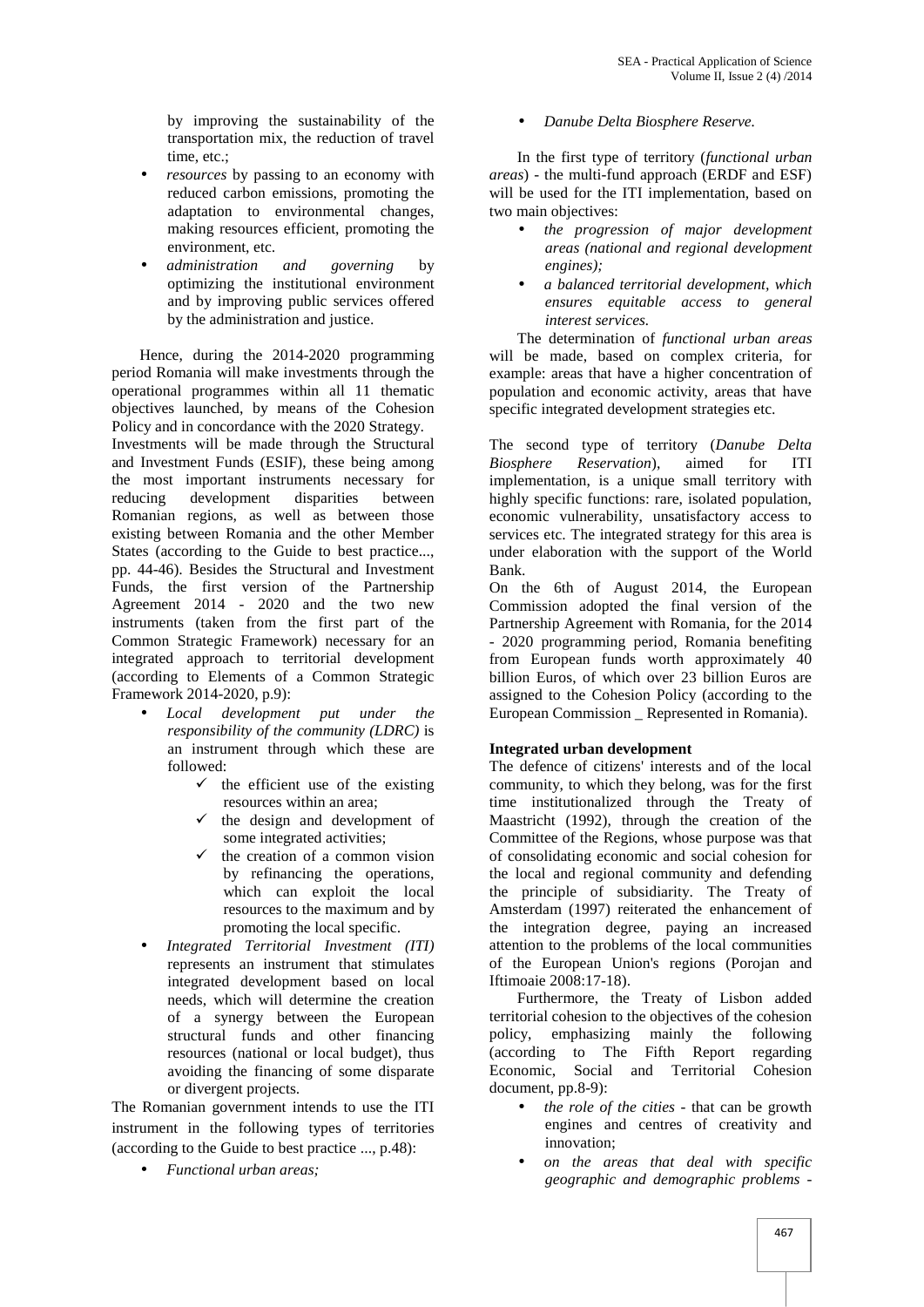by improving the sustainability of the transportation mix, the reduction of travel time, etc.;

- *resources* by passing to an economy with reduced carbon emissions, promoting the adaptation to environmental changes, making resources efficient, promoting the environment, etc.
- *administration and governing* by optimizing the institutional environment and by improving public services offered by the administration and justice.

Hence, during the 2014-2020 programming period Romania will make investments through the operational programmes within all 11 thematic objectives launched, by means of the Cohesion Policy and in concordance with the 2020 Strategy.

Investments will be made through the Structural and Investment Funds (ESIF), these being among the most important instruments necessary for reducing development disparities between Romanian regions, as well as between those existing between Romania and the other Member States (according to the Guide to best practice..., pp. 44-46). Besides the Structural and Investment Funds, the first version of the Partnership Agreement 2014 - 2020 and the two new instruments (taken from the first part of the Common Strategic Framework) necessary for an integrated approach to territorial development (according to Elements of a Common Strategic Framework 2014-2020, p.9):

- *Local development put under the responsibility of the community (LDRC)* is an instrument through which these are followed:
  - ✓ the efficient use of the existing resources within an area;
  - ✓ the design and development of some integrated activities;
  - ✓ the creation of a common vision by refinancing the operations, which can exploit the local resources to the maximum and by promoting the local specific.
- *Integrated Territorial Investment (ITI)* represents an instrument that stimulates integrated development based on local needs, which will determine the creation of a synergy between the European structural funds and other financing resources (national or local budget), thus avoiding the financing of some disparate or divergent projects.

The Romanian government intends to use the ITI instrument in the following types of territories (according to the Guide to best practice ..., p.48):

- *Functional urban areas;*
- *Danube Delta Biosphere Reserve.*

In the first type of territory (*functional urban areas*) - the multi-fund approach (ERDF and ESF) will be used for the ITI implementation, based on two main objectives:

- *the progression of major development areas (national and regional development engines);*
- *a balanced territorial development, which ensures equitable access to general interest services.*

The determination of *functional urban areas* will be made, based on complex criteria, for example: areas that have a higher concentration of population and economic activity, areas that have specific integrated development strategies etc.

The second type of territory (*Danube Delta Biosphere Reservation*), aimed for ITI implementation, is a unique small territory with highly specific functions: rare, isolated population, economic vulnerability, unsatisfactory access to services etc. The integrated strategy for this area is under elaboration with the support of the World Bank.

On the 6th of August 2014, the European Commission adopted the final version of the Partnership Agreement with Romania, for the 2014 - 2020 programming period, Romania benefiting from European funds worth approximately 40 billion Euros, of which over 23 billion Euros are assigned to the Cohesion Policy (according to the European Commission _ Represented in Romania).

**Integrated urban development**

The defence of citizens' interests and of the local community, to which they belong, was for the first time institutionalized through the Treaty of Maastricht (1992), through the creation of the Committee of the Regions, whose purpose was that of consolidating economic and social cohesion for the local and regional community and defending the principle of subsidiarity. The Treaty of Amsterdam (1997) reiterated the enhancement of the integration degree, paying an increased attention to the problems of the local communities of the European Union's regions (Porojan and Iftimoaie 2008:17-18).

Furthermore, the Treaty of Lisbon added territorial cohesion to the objectives of the cohesion policy, emphasizing mainly the following (according to The Fifth Report regarding Economic, Social and Territorial Cohesion document, pp.8-9):

- *the role of the cities* - that can be growth engines and centres of creativity and innovation;
- *on the areas that deal with specific geographic and demographic problems -*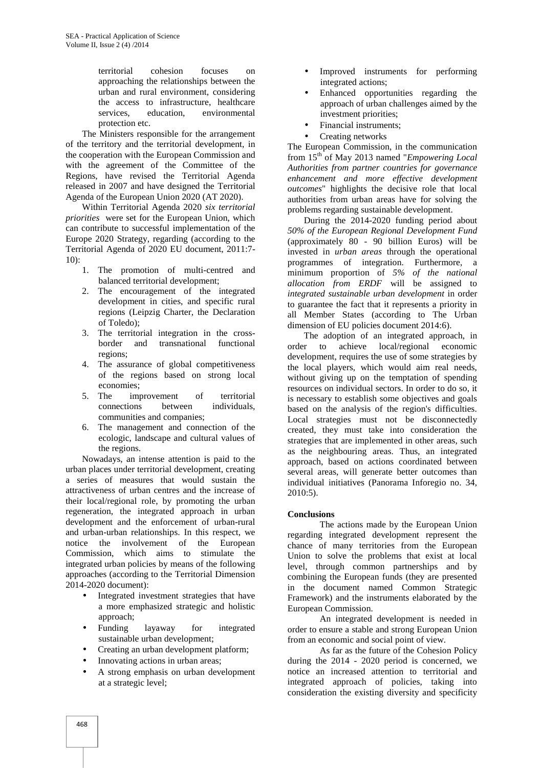territorial cohesion focuses on approaching the relationships between the urban and rural environment, considering the access to infrastructure, healthcare services, education, environmental protection etc.

The Ministers responsible for the arrangement of the territory and the territorial development, in the cooperation with the European Commission and with the agreement of the Committee of the Regions, have revised the Territorial Agenda released in 2007 and have designed the Territorial Agenda of the European Union 2020 (AT 2020).

Within Territorial Agenda 2020 *six territorial priorities* were set for the European Union, which can contribute to successful implementation of the Europe 2020 Strategy, regarding (according to the Territorial Agenda of 2020 EU document, 2011:7-10):

1. The promotion of multi-centred and balanced territorial development;
2. The encouragement of the integrated development in cities, and specific rural regions (Leipzig Charter, the Declaration of Toledo);
3. The territorial integration in the cross-border and transnational functional regions;
4. The assurance of global competitiveness of the regions based on strong local economies;
5. The improvement of territorial connections between individuals, communities and companies;
6. The management and connection of the ecologic, landscape and cultural values of the regions.

Nowadays, an intense attention is paid to the urban places under territorial development, creating a series of measures that would sustain the attractiveness of urban centres and the increase of their local/regional role, by promoting the urban regeneration, the integrated approach in urban development and the enforcement of urban-rural and urban-urban relationships. In this respect, we notice the involvement of the European Commission, which aims to stimulate the integrated urban policies by means of the following approaches (according to the Territorial Dimension 2014-2020 document):

- Integrated investment strategies that have a more emphasized strategic and holistic approach;
- Funding layaway for integrated sustainable urban development;
- Creating an urban development platform;
- Innovating actions in urban areas;
- A strong emphasis on urban development at a strategic level;
- Improved instruments for performing integrated actions;
- Enhanced opportunities regarding the approach of urban challenges aimed by the investment priorities;
- Financial instruments;
- Creating networks

The European Commission, in the communication from 15[th] of May 2013 named "*Empowering Local Authorities from partner countries for governance enhancement and more effective development outcomes*" highlights the decisive role that local authorities from urban areas have for solving the problems regarding sustainable development.

During the 2014-2020 funding period about *50% of the European Regional Development Fund* (approximately 80 - 90 billion Euros) will be invested in *urban areas* through the operational programmes of integration. Furthermore, a minimum proportion of *5% of the national allocation from ERDF* will be assigned to *integrated sustainable urban development* in order to guarantee the fact that it represents a priority in all Member States (according to The Urban dimension of EU policies document 2014:6).

The adoption of an integrated approach, in order to achieve local/regional economic development, requires the use of some strategies by the local players, which would aim real needs, without giving up on the temptation of spending resources on individual sectors. In order to do so, it is necessary to establish some objectives and goals based on the analysis of the region's difficulties. Local strategies must not be disconnectedly created, they must take into consideration the strategies that are implemented in other areas, such as the neighbouring areas. Thus, an integrated approach, based on actions coordinated between several areas, will generate better outcomes than individual initiatives (Panorama Inforegio no. 34, 2010:5).

## Conclusions

The actions made by the European Union regarding integrated development represent the chance of many territories from the European Union to solve the problems that exist at local level, through common partnerships and by combining the European funds (they are presented in the document named Common Strategic Framework) and the instruments elaborated by the European Commission.

An integrated development is needed in order to ensure a stable and strong European Union from an economic and social point of view.

As far as the future of the Cohesion Policy during the 2014 - 2020 period is concerned, we notice an increased attention to territorial and integrated approach of policies, taking into consideration the existing diversity and specificity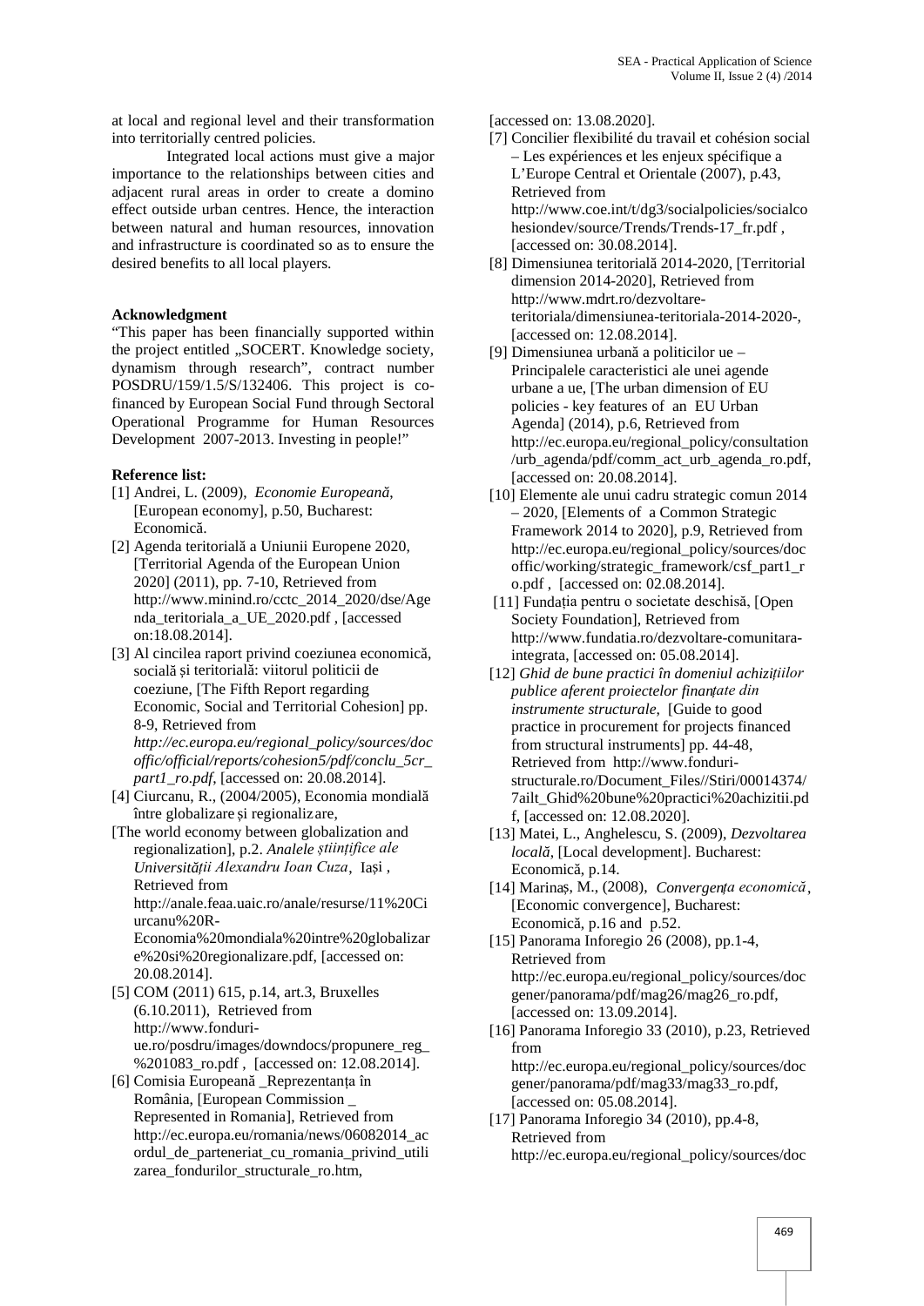at local and regional level and their transformation into territorially centred policies.

Integrated local actions must give a major importance to the relationships between cities and adjacent rural areas in order to create a domino effect outside urban centres. Hence, the interaction between natural and human resources, innovation and infrastructure is coordinated so as to ensure the desired benefits to all local players.

**Acknowledgment**

"This paper has been financially supported within the project entitled „SOCERT. Knowledge society, dynamism through research", contract number POSDRU/159/1.5/S/132406. This project is co-financed by European Social Fund through Sectoral Operational Programme for Human Resources Development 2007-2013. Investing in people!"

**Reference list:**

[1] Andrei, L. (2009), *Economie Europeană*, [European economy], p.50, Bucharest: Economică.

[2] Agenda teritorială a Uniunii Europene 2020, [Territorial Agenda of the European Union 2020] (2011), pp. 7-10, Retrieved from http://www.minind.ro/cctc_2014_2020/dse/Agenda_teritoriala_a_UE_2020.pdf , [accessed on:18.08.2014].

[3] Al cincilea raport privind coeziunea economică, socială și teritorială: viitorul politicii de coeziune, [The Fifth Report regarding Economic, Social and Territorial Cohesion] pp. 8-9, Retrieved from *http://ec.europa.eu/regional_policy/sources/docoffic/official/reports/cohesion5/pdf/conclu_5cr_part1_ro.pdf*, [accessed on: 20.08.2014].

[4] Ciurcanu, R., (2004/2005), Economia mondială între globalizare și regionalizare,
[The world economy between globalization and regionalization], p.2. *Analele științifice ale Universității Alexandru Ioan Cuza*, Iași , Retrieved from http://anale.feaa.uaic.ro/anale/resurse/11%20Ciurcanu%20R-Economia%20mondiala%20intre%20globalizare%20si%20regionalizare.pdf, [accessed on: 20.08.2014].

[5] COM (2011) 615, p.14, art.3, Bruxelles (6.10.2011), Retrieved from http://www.fonduri-ue.ro/posdru/images/downdocs/propunere_reg_%201083_ro.pdf , [accessed on: 12.08.2014].

[6] Comisia Europeană _Reprezentanța în România, [European Commission _ Represented in Romania], Retrieved from http://ec.europa.eu/romania/news/06082014_acordul_de_parteneriat_cu_romania_privind_utilizarea_fondurilor_structurale_ro.htm, [accessed on: 13.08.2020].

[7] Concilier flexibilité du travail et cohésion social – Les expériences et les enjeux spécifique a L'Europe Central et Orientale (2007), p.43, Retrieved from http://www.coe.int/t/dg3/socialpolicies/socialcohesiondev/source/Trends/Trends-17_fr.pdf , [accessed on: 30.08.2014].

[8] Dimensiunea teritorială 2014-2020, [Territorial dimension 2014-2020], Retrieved from http://www.mdrt.ro/dezvoltare-teritoriala/dimensiunea-teritoriala-2014-2020-, [accessed on: 12.08.2014].

[9] Dimensiunea urbană a politicilor ue – Principalele caracteristici ale unei agende urbane a ue, [The urban dimension of EU policies - key features of an EU Urban Agenda] (2014), p.6, Retrieved from http://ec.europa.eu/regional_policy/consultation/urb_agenda/pdf/comm_act_urb_agenda_ro.pdf, [accessed on: 20.08.2014].

[10] Elemente ale unui cadru strategic comun 2014 – 2020, [Elements of a Common Strategic Framework 2014 to 2020], p.9, Retrieved from http://ec.europa.eu/regional_policy/sources/docoffic/working/strategic_framework/csf_part1_ro.pdf , [accessed on: 02.08.2014].

[11] Fundația pentru o societate deschisă, [Open Society Foundation], Retrieved from http://www.fundatia.ro/dezvoltare-comunitara-integrata, [accessed on: 05.08.2014].

[12] *Ghid de bune practici în domeniul achizițiilor publice aferent proiectelor finanțate din instrumente structurale*, [Guide to good practice in procurement for projects financed from structural instruments] pp. 44-48, Retrieved from http://www.fonduri-structurale.ro/Document_Files//Stiri/00014374/7ailt_Ghid%20bune%20practici%20achizitii.pdf, [accessed on: 12.08.2020].

[13] Matei, L., Anghelescu, S. (2009), *Dezvoltarea locală*, [Local development]. Bucharest: Economică, p.14.

[14] Marinaș, M., (2008), *Convergența economică*, [Economic convergence], Bucharest: Economică, p.16 and p.52.

[15] Panorama Inforegio 26 (2008), pp.1-4, Retrieved from http://ec.europa.eu/regional_policy/sources/docgener/panorama/pdf/mag26/mag26_ro.pdf, [accessed on: 13.09.2014].

[16] Panorama Inforegio 33 (2010), p.23, Retrieved from http://ec.europa.eu/regional_policy/sources/docgener/panorama/pdf/mag33/mag33_ro.pdf, [accessed on: 05.08.2014].

[17] Panorama Inforegio 34 (2010), pp.4-8, Retrieved from http://ec.europa.eu/regional_policy/sources/doc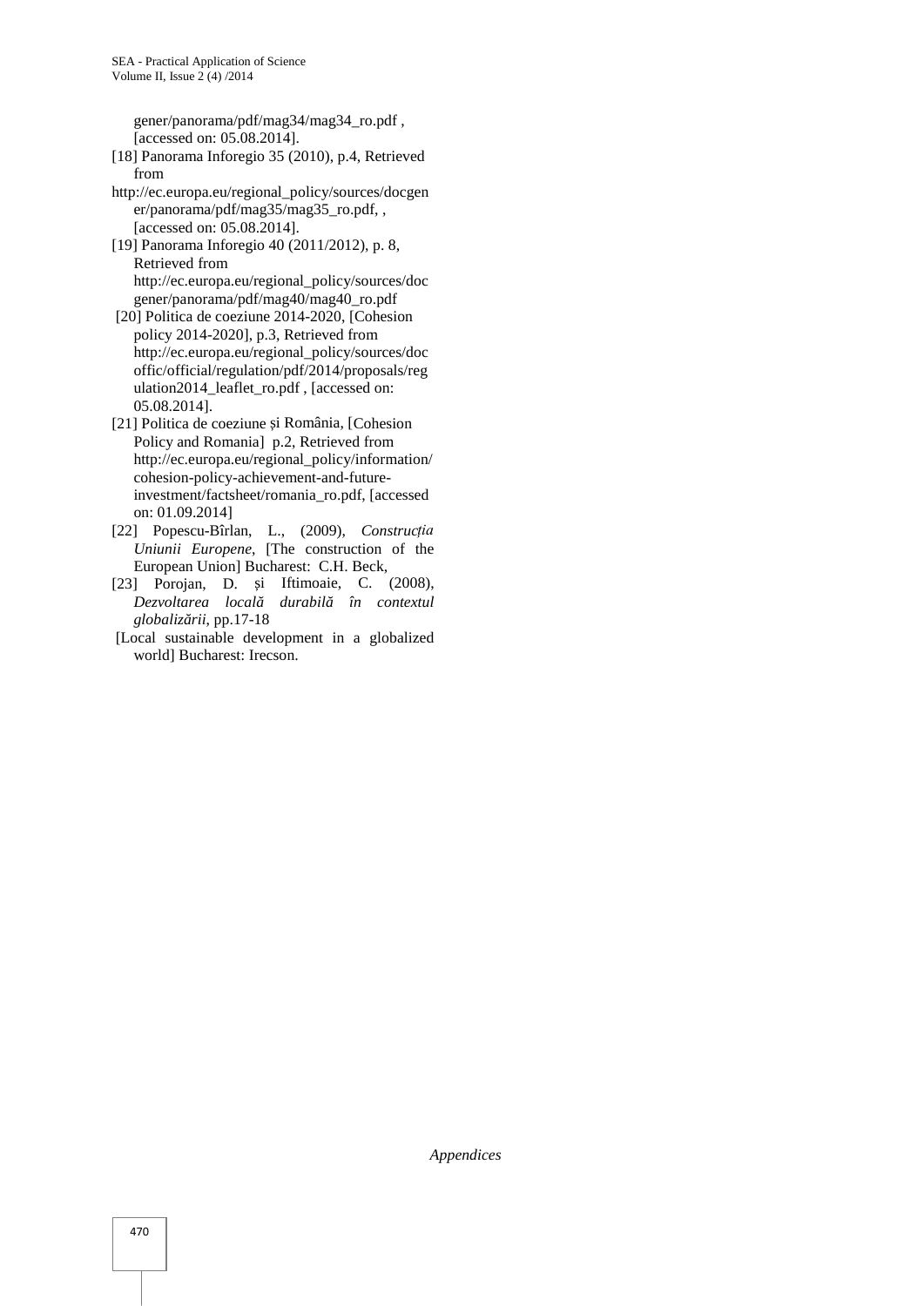gener/panorama/pdf/mag34/mag34_ro.pdf , [accessed on: 05.08.2014].

[18] Panorama Inforegio 35 (2010), p.4, Retrieved from http://ec.europa.eu/regional_policy/sources/docgener/panorama/pdf/mag35/mag35_ro.pdf, , [accessed on: 05.08.2014].

[19] Panorama Inforegio 40 (2011/2012), p. 8, Retrieved from http://ec.europa.eu/regional_policy/sources/docgener/panorama/pdf/mag40/mag40_ro.pdf

[20] Politica de coeziune 2014-2020, [Cohesion policy 2014-2020], p.3, Retrieved from http://ec.europa.eu/regional_policy/sources/docoffic/official/regulation/pdf/2014/proposals/regulation2014_leaflet_ro.pdf , [accessed on: 05.08.2014].

[21] Politica de coeziune și România, [Cohesion Policy and Romania] p.2, Retrieved from http://ec.europa.eu/regional_policy/information/cohesion-policy-achievement-and-future-investment/factsheet/romania_ro.pdf, [accessed on: 01.09.2014]

[22] Popescu-Bîrlan, L., (2009), *Construcția Uniunii Europene*, [The construction of the European Union] Bucharest: C.H. Beck,

[23] Porojan, D. și Iftimoaie, C. (2008), *Dezvoltarea locală durabilă în contextul globalizării*, pp.17-18 [Local sustainable development in a globalized world] Bucharest: Irecson.

*Appendices*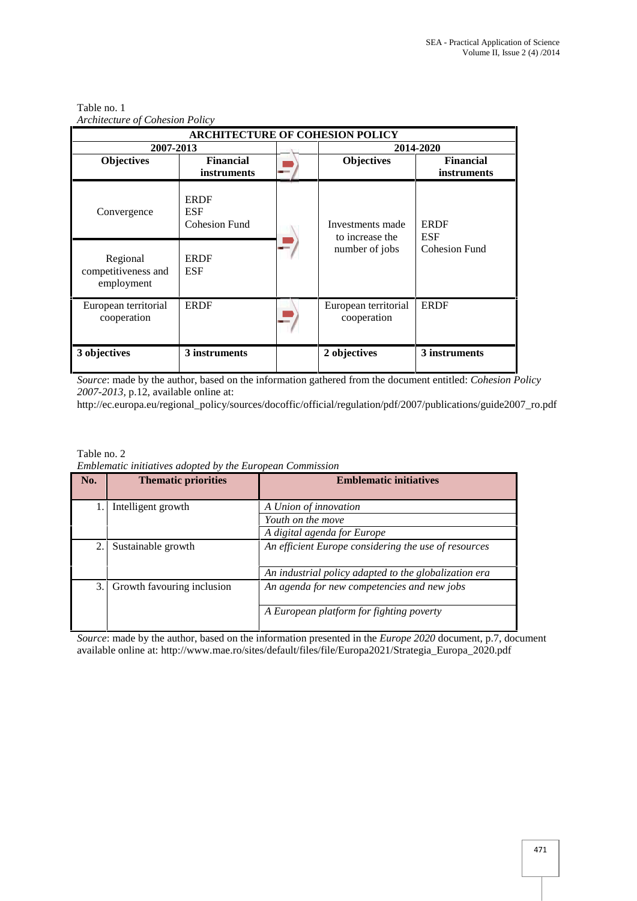Table no. 1
*Architecture of Cohesion Policy*

| ARCHITECTURE OF COHESION POLICY | | | | |
|---|---|---|---|---|
| 2007-2013 | | | 2014-2020 | |
| **Objectives** | **Financial instruments** | | **Objectives** | **Financial instruments** |
| Convergence | ERDF<br>ESF<br>Cohesion Fund | | Investments made to increase the number of jobs | ERDF<br>ESF<br>Cohesion Fund |
| Regional competitiveness and employment | ERDF<br>ESF | | | |
| European territorial cooperation | ERDF | | European territorial cooperation | ERDF |
| **3 objectives** | **3 instruments** | | **2 objectives** | **3 instruments** |

*Source*: made by the author, based on the information gathered from the document entitled: *Cohesion Policy 2007-2013*, p.12, available online at:
http://ec.europa.eu/regional_policy/sources/docoffic/official/regulation/pdf/2007/publications/guide2007_ro.pdf

Table no. 2
*Emblematic initiatives adopted by the European Commission*

| No. | Thematic priorities | Emblematic initiatives |
|---|---|---|
| 1. | Intelligent growth | *A Union of innovation* |
| | | *Youth on the move* |
| | | *A digital agenda for Europe* |
| 2. | Sustainable growth | *An efficient Europe considering the use of resources* |
| | | *An industrial policy adapted to the globalization era* |
| 3. | Growth favouring inclusion | *An agenda for new competencies and new jobs* |
| | | *A European platform for fighting poverty* |

*Source*: made by the author, based on the information presented in the *Europe 2020* document, p.7, document available online at: http://www.mae.ro/sites/default/files/file/Europa2021/Strategia_Europa_2020.pdf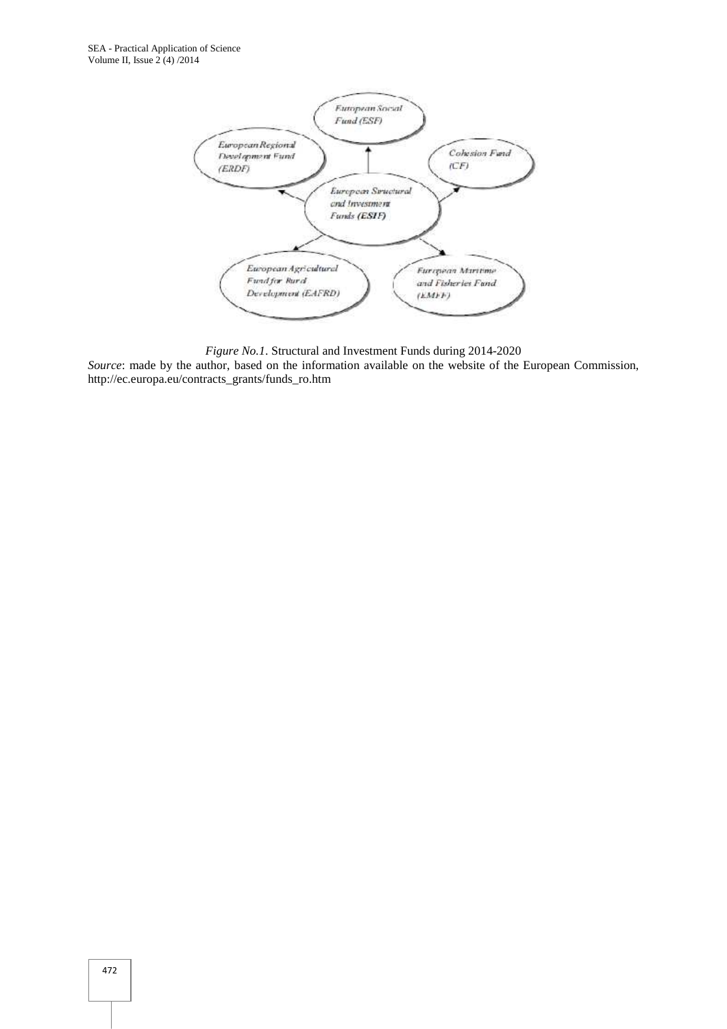European Social Fund (ESF)

European Regional Development Fund (ERDF)

Cohesion Fund (CF)

European Structural and Investment Funds (ESIF)

European Agricultural Fund for Rural Development (EAFRD)

European Maritime and Fisheries Fund (EMFF)

*Figure No.1*. Structural and Investment Funds during 2014-2020

*Source*: made by the author, based on the information available on the website of the European Commission, http://ec.europa.eu/contracts_grants/funds_ro.htm